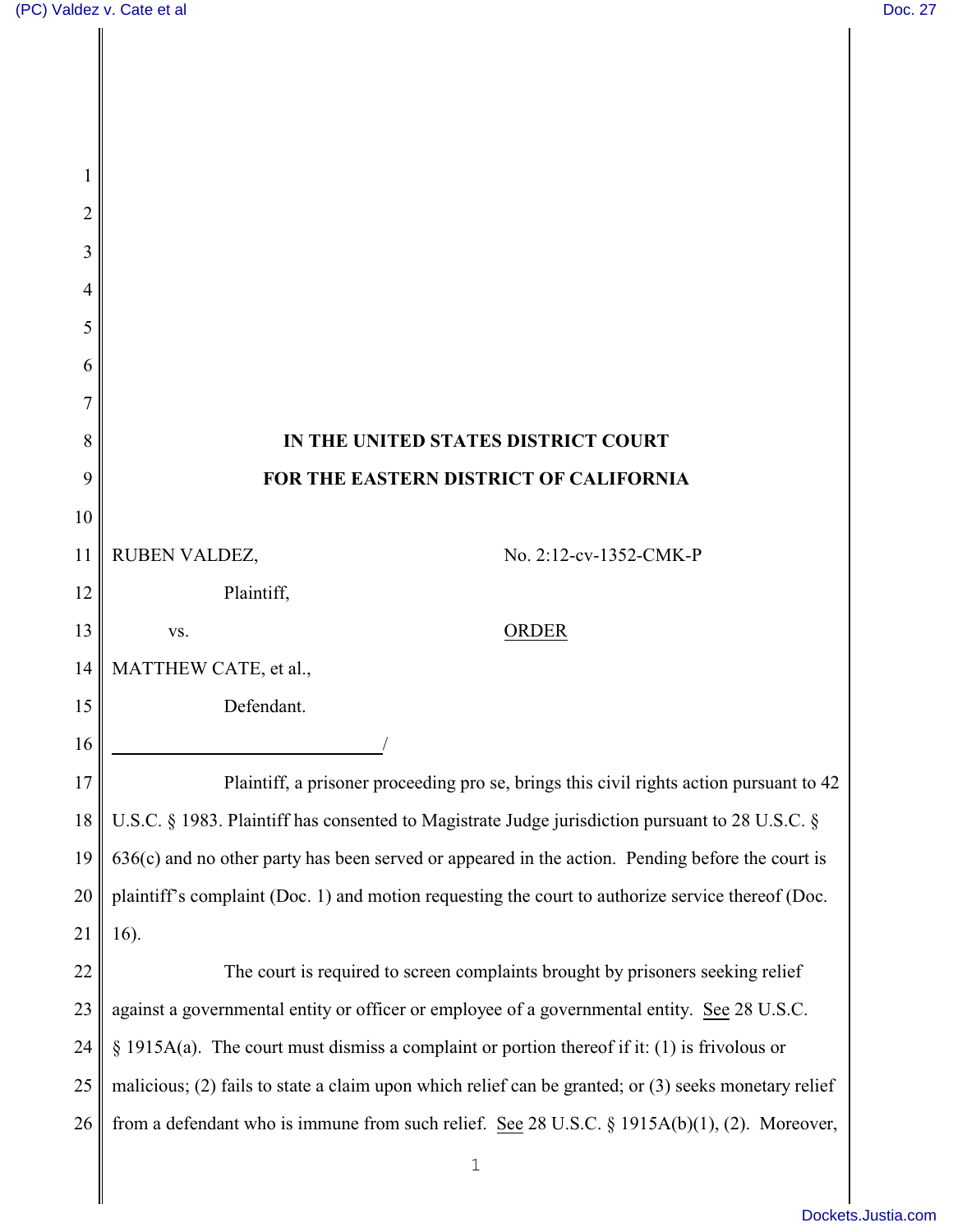**IN THE UNITED STATES DISTRICT COURT**

**FOR THE EASTERN DISTRICT OF CALIFORNIA**

RUBEN VALDEZ,

Plaintiff,

vs.

MATTHEW CATE, et al.,

Defendant.

No. 2:12-cv-1352-CMK-P

ORDER

Plaintiff, a prisoner proceeding pro se, brings this civil rights action pursuant to 42 U.S.C. § 1983. Plaintiff has consented to Magistrate Judge jurisdiction pursuant to 28 U.S.C. § 636(c) and no other party has been served or appeared in the action. Pending before the court is plaintiff's complaint (Doc. 1) and motion requesting the court to authorize service thereof (Doc. 16).

The court is required to screen complaints brought by prisoners seeking relief against a governmental entity or officer or employee of a governmental entity. See 28 U.S.C. § 1915A(a). The court must dismiss a complaint or portion thereof if it: (1) is frivolous or malicious; (2) fails to state a claim upon which relief can be granted; or (3) seeks monetary relief from a defendant who is immune from such relief. See 28 U.S.C. § 1915A(b)(1), (2). Moreover,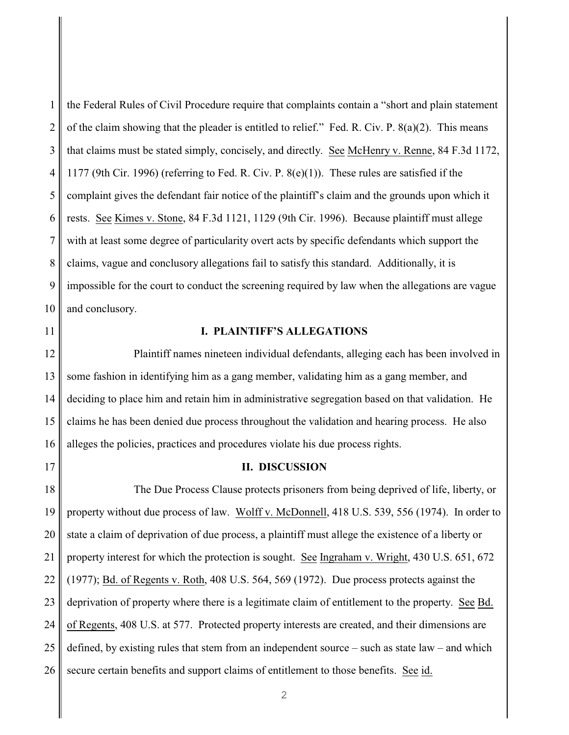the Federal Rules of Civil Procedure require that complaints contain a "short and plain statement of the claim showing that the pleader is entitled to relief." Fed. R. Civ. P. 8(a)(2). This means that claims must be stated simply, concisely, and directly. See McHenry v. Renne, 84 F.3d 1172, 1177 (9th Cir. 1996) (referring to Fed. R. Civ. P. 8(e)(1)). These rules are satisfied if the complaint gives the defendant fair notice of the plaintiff's claim and the grounds upon which it rests. See Kimes v. Stone, 84 F.3d 1121, 1129 (9th Cir. 1996). Because plaintiff must allege with at least some degree of particularity overt acts by specific defendants which support the claims, vague and conclusory allegations fail to satisfy this standard. Additionally, it is impossible for the court to conduct the screening required by law when the allegations are vague and conclusory.

## I. PLAINTIFF'S ALLEGATIONS

Plaintiff names nineteen individual defendants, alleging each has been involved in some fashion in identifying him as a gang member, validating him as a gang member, and deciding to place him and retain him in administrative segregation based on that validation. He claims he has been denied due process throughout the validation and hearing process. He also alleges the policies, practices and procedures violate his due process rights.

## II. DISCUSSION

The Due Process Clause protects prisoners from being deprived of life, liberty, or property without due process of law. Wolff v. McDonnell, 418 U.S. 539, 556 (1974). In order to state a claim of deprivation of due process, a plaintiff must allege the existence of a liberty or property interest for which the protection is sought. See Ingraham v. Wright, 430 U.S. 651, 672 (1977); Bd. of Regents v. Roth, 408 U.S. 564, 569 (1972). Due process protects against the deprivation of property where there is a legitimate claim of entitlement to the property. See Bd. of Regents, 408 U.S. at 577. Protected property interests are created, and their dimensions are defined, by existing rules that stem from an independent source – such as state law – and which secure certain benefits and support claims of entitlement to those benefits. See id.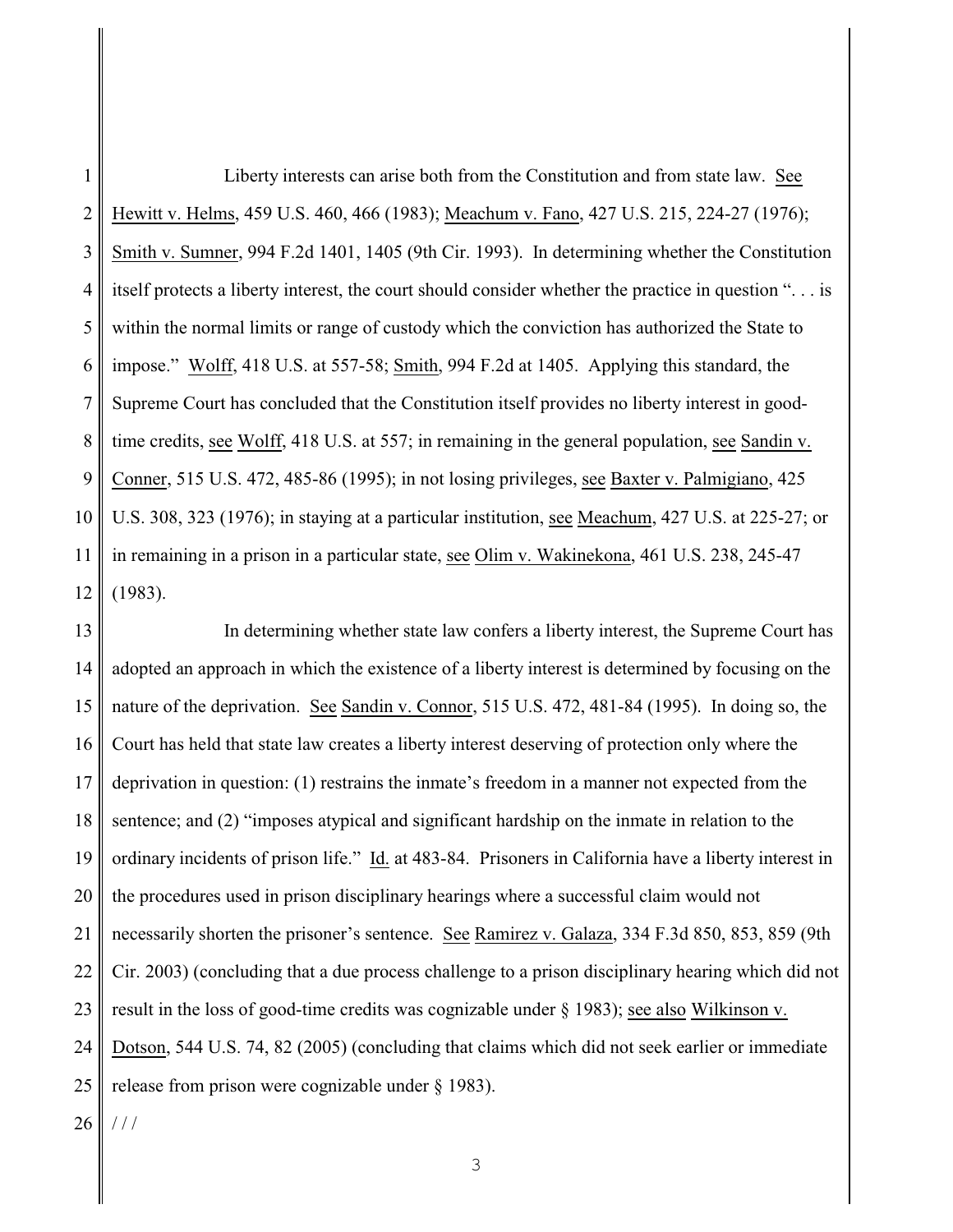Liberty interests can arise both from the Constitution and from state law. See Hewitt v. Helms, 459 U.S. 460, 466 (1983); Meachum v. Fano, 427 U.S. 215, 224-27 (1976); Smith v. Sumner, 994 F.2d 1401, 1405 (9th Cir. 1993). In determining whether the Constitution itself protects a liberty interest, the court should consider whether the practice in question ". . . is within the normal limits or range of custody which the conviction has authorized the State to impose." Wolff, 418 U.S. at 557-58; Smith, 994 F.2d at 1405. Applying this standard, the Supreme Court has concluded that the Constitution itself provides no liberty interest in good-time credits, see Wolff, 418 U.S. at 557; in remaining in the general population, see Sandin v. Conner, 515 U.S. 472, 485-86 (1995); in not losing privileges, see Baxter v. Palmigiano, 425 U.S. 308, 323 (1976); in staying at a particular institution, see Meachum, 427 U.S. at 225-27; or in remaining in a prison in a particular state, see Olim v. Wakinekona, 461 U.S. 238, 245-47 (1983).

In determining whether state law confers a liberty interest, the Supreme Court has adopted an approach in which the existence of a liberty interest is determined by focusing on the nature of the deprivation. See Sandin v. Connor, 515 U.S. 472, 481-84 (1995). In doing so, the Court has held that state law creates a liberty interest deserving of protection only where the deprivation in question: (1) restrains the inmate's freedom in a manner not expected from the sentence; and (2) "imposes atypical and significant hardship on the inmate in relation to the ordinary incidents of prison life." Id. at 483-84. Prisoners in California have a liberty interest in the procedures used in prison disciplinary hearings where a successful claim would not necessarily shorten the prisoner's sentence. See Ramirez v. Galaza, 334 F.3d 850, 853, 859 (9th Cir. 2003) (concluding that a due process challenge to a prison disciplinary hearing which did not result in the loss of good-time credits was cognizable under § 1983); see also Wilkinson v. Dotson, 544 U.S. 74, 82 (2005) (concluding that claims which did not seek earlier or immediate release from prison were cognizable under § 1983).

/ / /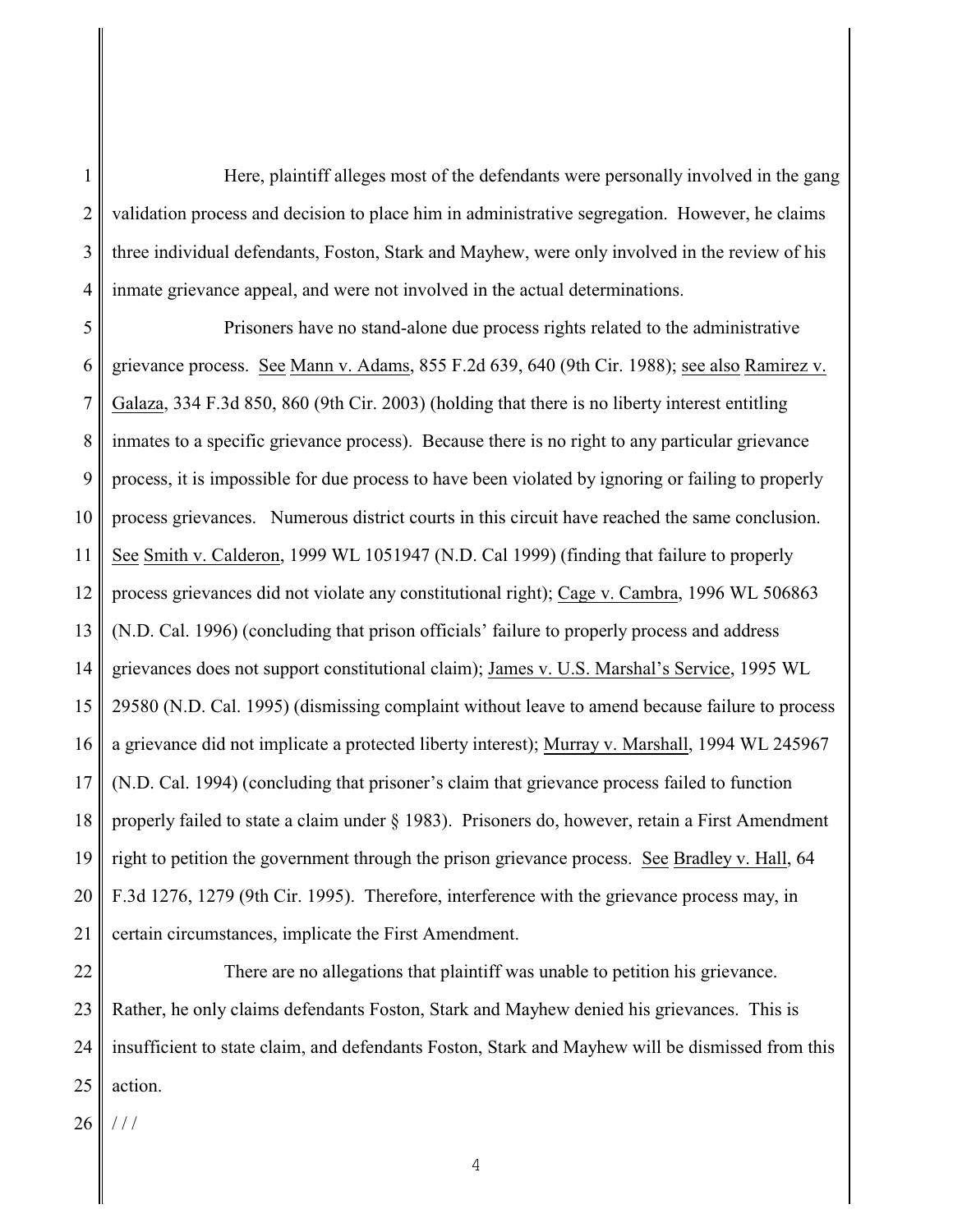Here, plaintiff alleges most of the defendants were personally involved in the gang validation process and decision to place him in administrative segregation. However, he claims three individual defendants, Foston, Stark and Mayhew, were only involved in the review of his inmate grievance appeal, and were not involved in the actual determinations.

Prisoners have no stand-alone due process rights related to the administrative grievance process. See Mann v. Adams, 855 F.2d 639, 640 (9th Cir. 1988); see also Ramirez v. Galaza, 334 F.3d 850, 860 (9th Cir. 2003) (holding that there is no liberty interest entitling inmates to a specific grievance process). Because there is no right to any particular grievance process, it is impossible for due process to have been violated by ignoring or failing to properly process grievances. Numerous district courts in this circuit have reached the same conclusion. See Smith v. Calderon, 1999 WL 1051947 (N.D. Cal 1999) (finding that failure to properly process grievances did not violate any constitutional right); Cage v. Cambra, 1996 WL 506863 (N.D. Cal. 1996) (concluding that prison officials' failure to properly process and address grievances does not support constitutional claim); James v. U.S. Marshal's Service, 1995 WL 29580 (N.D. Cal. 1995) (dismissing complaint without leave to amend because failure to process a grievance did not implicate a protected liberty interest); Murray v. Marshall, 1994 WL 245967 (N.D. Cal. 1994) (concluding that prisoner's claim that grievance process failed to function properly failed to state a claim under § 1983). Prisoners do, however, retain a First Amendment right to petition the government through the prison grievance process. See Bradley v. Hall, 64 F.3d 1276, 1279 (9th Cir. 1995). Therefore, interference with the grievance process may, in certain circumstances, implicate the First Amendment.

There are no allegations that plaintiff was unable to petition his grievance. Rather, he only claims defendants Foston, Stark and Mayhew denied his grievances. This is insufficient to state claim, and defendants Foston, Stark and Mayhew will be dismissed from this action.

/ / /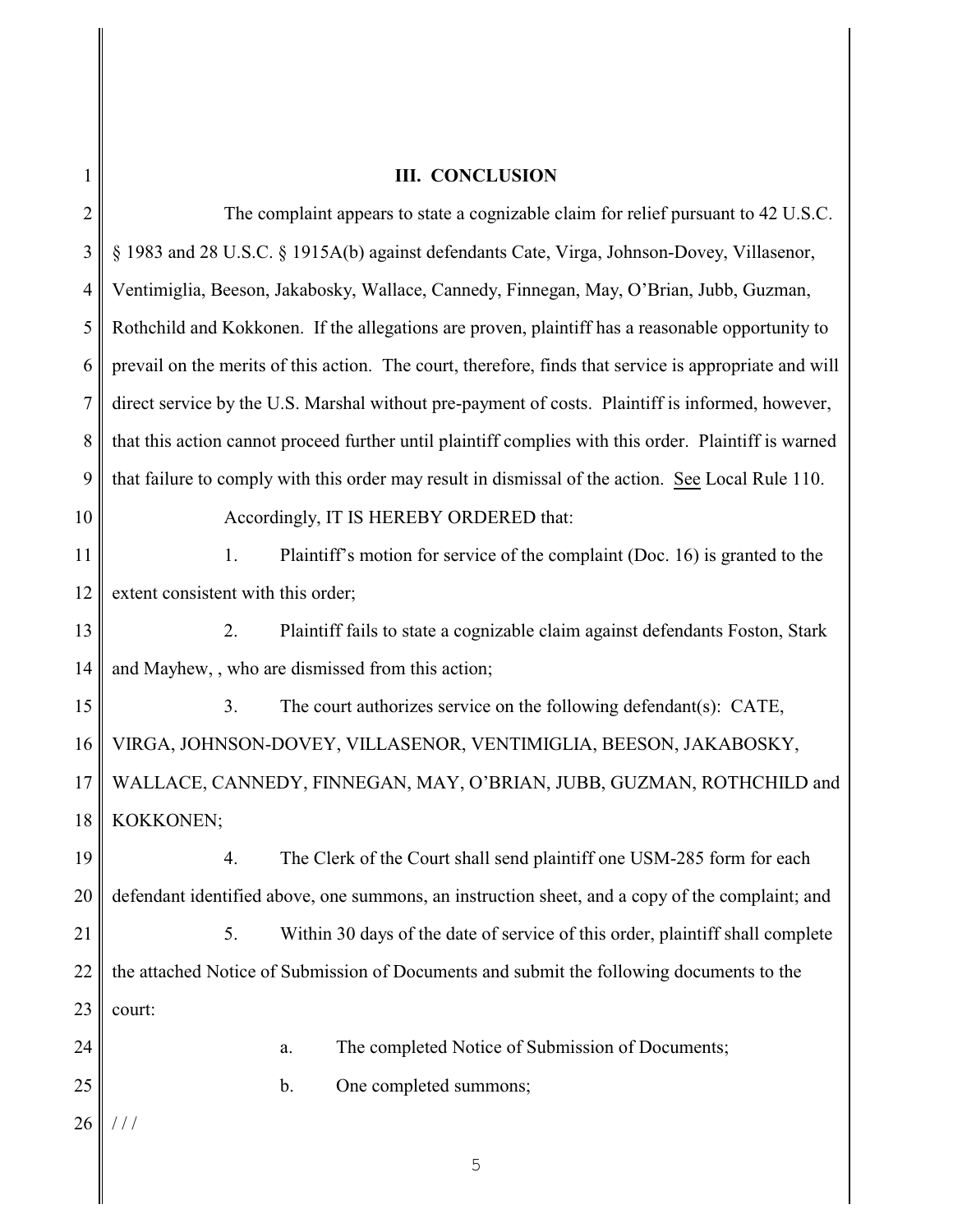## III. CONCLUSION

The complaint appears to state a cognizable claim for relief pursuant to 42 U.S.C. § 1983 and 28 U.S.C. § 1915A(b) against defendants Cate, Virga, Johnson-Dovey, Villasenor, Ventimiglia, Beeson, Jakabosky, Wallace, Cannedy, Finnegan, May, O'Brian, Jubb, Guzman, Rothchild and Kokkonen. If the allegations are proven, plaintiff has a reasonable opportunity to prevail on the merits of this action. The court, therefore, finds that service is appropriate and will direct service by the U.S. Marshal without pre-payment of costs. Plaintiff is informed, however, that this action cannot proceed further until plaintiff complies with this order. Plaintiff is warned that failure to comply with this order may result in dismissal of the action. See Local Rule 110.

Accordingly, IT IS HEREBY ORDERED that:

1. Plaintiff's motion for service of the complaint (Doc. 16) is granted to the extent consistent with this order;

2. Plaintiff fails to state a cognizable claim against defendants Foston, Stark and Mayhew, , who are dismissed from this action;

3. The court authorizes service on the following defendant(s): CATE, VIRGA, JOHNSON-DOVEY, VILLASENOR, VENTIMIGLIA, BEESON, JAKABOSKY, WALLACE, CANNEDY, FINNEGAN, MAY, O'BRIAN, JUBB, GUZMAN, ROTHCHILD and KOKKONEN;

4. The Clerk of the Court shall send plaintiff one USM-285 form for each defendant identified above, one summons, an instruction sheet, and a copy of the complaint; and

5. Within 30 days of the date of service of this order, plaintiff shall complete the attached Notice of Submission of Documents and submit the following documents to the court:

   a. The completed Notice of Submission of Documents;

   b. One completed summons;

/ / /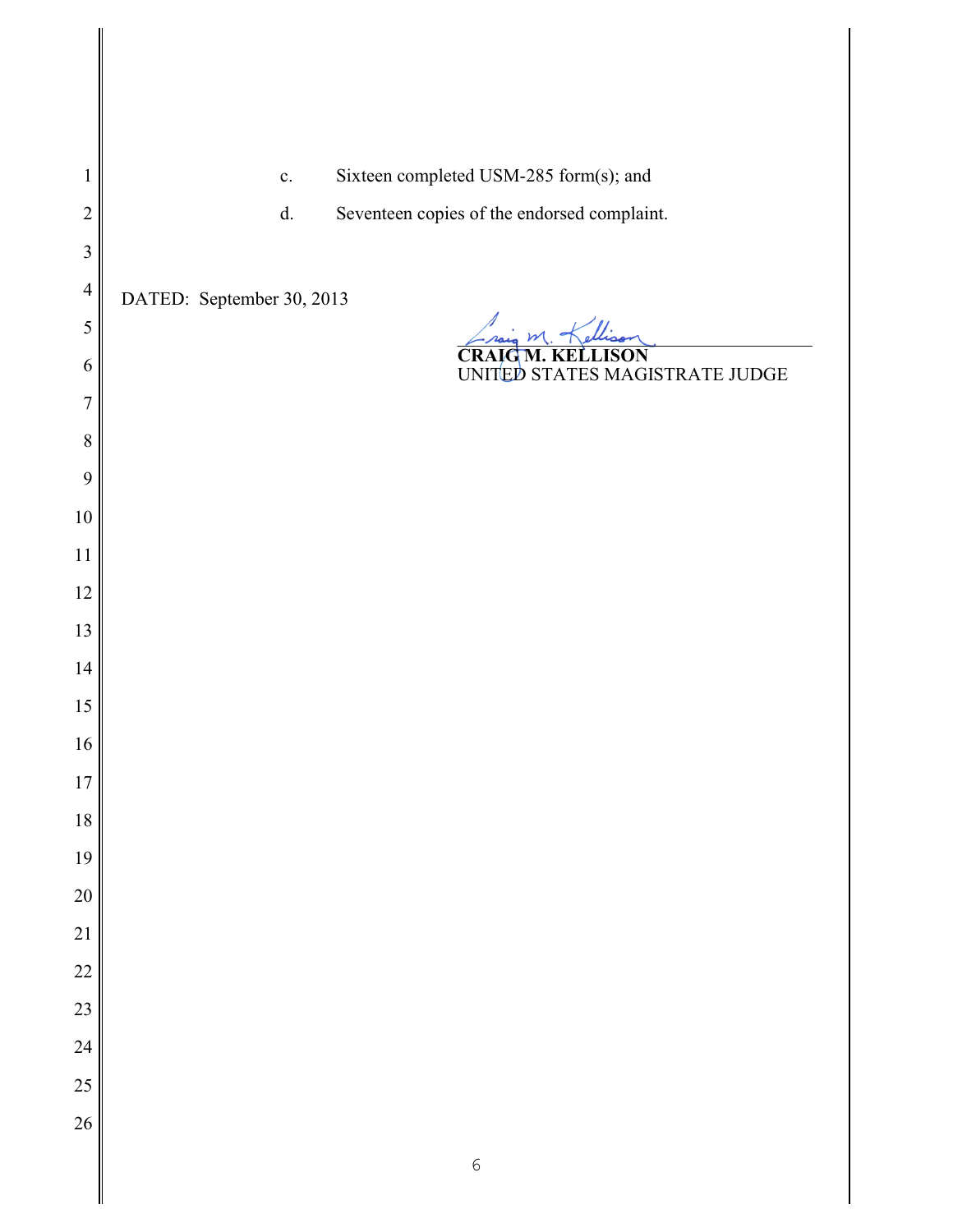c. Sixteen completed USM-285 form(s); and

d. Seventeen copies of the endorsed complaint.

DATED: September 30, 2013

**CRAIG M. KELLISON**
UNITED STATES MAGISTRATE JUDGE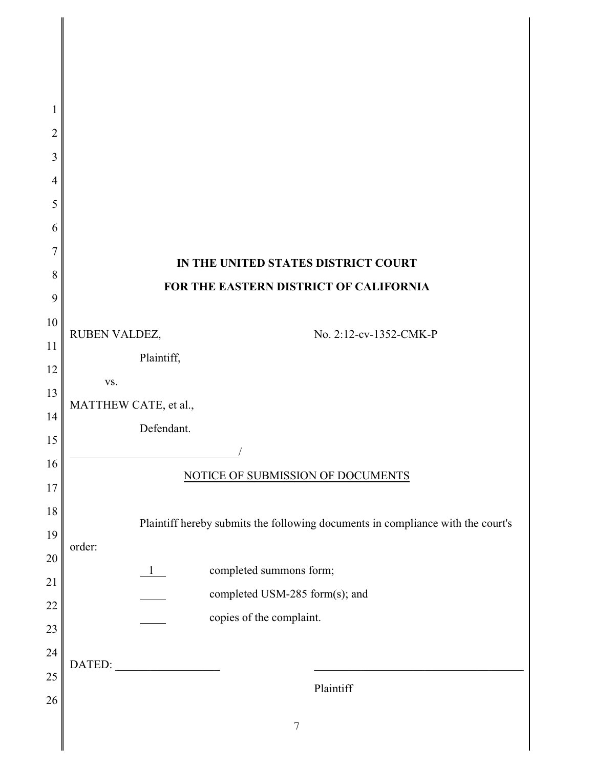**IN THE UNITED STATES DISTRICT COURT**

**FOR THE EASTERN DISTRICT OF CALIFORNIA**

RUBEN VALDEZ,

Plaintiff,

vs.

MATTHEW CATE, et al.,

Defendant.

No. 2:12-cv-1352-CMK-P

NOTICE OF SUBMISSION OF DOCUMENTS

Plaintiff hereby submits the following documents in compliance with the court's order:

\_\_1\_\_ completed summons form;

\_\_\_\_\_ completed USM-285 form(s); and

\_\_\_\_\_ copies of the complaint.

DATED: \_\_\_\_\_\_\_\_\_\_\_\_\_\_\_\_\_\_

\_\_\_\_\_\_\_\_\_\_\_\_\_\_\_\_\_\_\_\_\_\_\_\_\_\_\_\_\_\_\_\_\_\_\_\_\_

Plaintiff